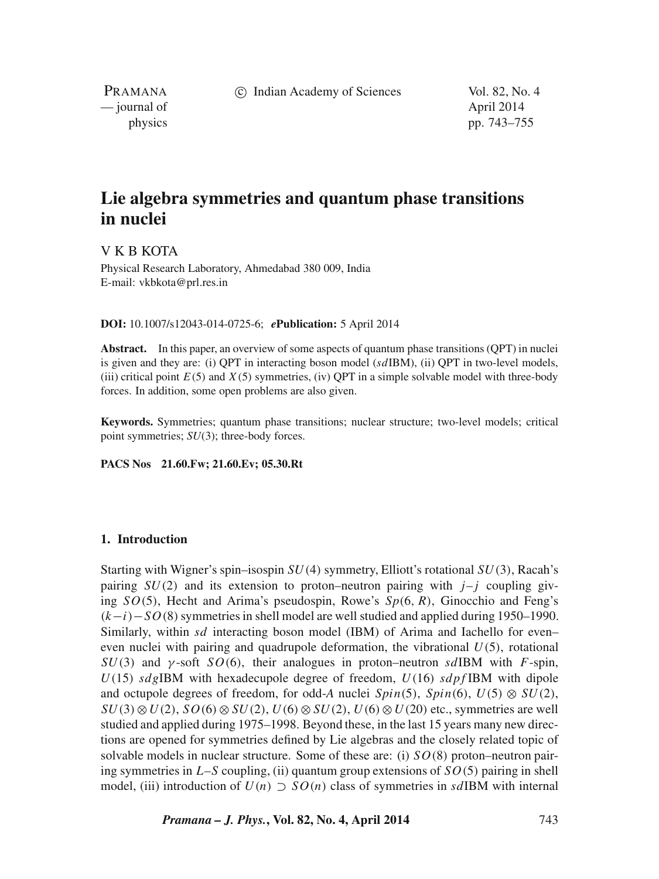# Lie algebra symmetries and quantum phase transitions in nuclei

V K B KOTA

Physical Research Laboratory, Ahmedabad 380 009, India
E-mail: vkbkota@prl.res.in

**DOI:** 10.1007/s12043-014-0725-6; ***e*Publication:** 5 April 2014

**Abstract.** In this paper, an overview of some aspects of quantum phase transitions (QPT) in nuclei is given and they are: (i) QPT in interacting boson model (*sd*IBM), (ii) QPT in two-level models, (iii) critical point $E(5)$ and $X(5)$ symmetries, (iv) QPT in a simple solvable model with three-body forces. In addition, some open problems are also given.

**Keywords.** Symmetries; quantum phase transitions; nuclear structure; two-level models; critical point symmetries; $SU(3)$; three-body forces.

**PACS Nos** 21.60.Fw; 21.60.Ev; 05.30.Rt

## 1. Introduction

Starting with Wigner's spin–isospin $SU(4)$ symmetry, Elliott's rotational $SU(3)$, Racah's pairing $SU(2)$ and its extension to proton–neutron pairing with $j$–$j$ coupling giving $SO(5)$, Hecht and Arima's pseudospin, Rowe's $Sp(6, R)$, Ginocchio and Feng's $(k-i)-SO(8)$ symmetries in shell model are well studied and applied during 1950–1990. Similarly, within *sd* interacting boson model (IBM) of Arima and Iachello for even–even nuclei with pairing and quadrupole deformation, the vibrational $U(5)$, rotational $SU(3)$ and $\gamma$-soft $SO(6)$, their analogues in proton–neutron *sd*IBM with *F*-spin, $U(15)$ *sdg*IBM with hexadecupole degree of freedom, $U(16)$ *sdpf*IBM with dipole and octupole degrees of freedom, for odd-*A* nuclei $Spin(5)$, $Spin(6)$, $U(5) \otimes SU(2)$, $SU(3) \otimes U(2)$, $SO(6) \otimes SU(2)$, $U(6) \otimes SU(2)$, $U(6) \otimes U(20)$ etc., symmetries are well studied and applied during 1975–1998. Beyond these, in the last 15 years many new directions are opened for symmetries defined by Lie algebras and the closely related topic of solvable models in nuclear structure. Some of these are: (i) $SO(8)$ proton–neutron pairing symmetries in $L$–$S$ coupling, (ii) quantum group extensions of $SO(5)$ pairing in shell model, (iii) introduction of $U(n) \supset SO(n)$ class of symmetries in *sd*IBM with internal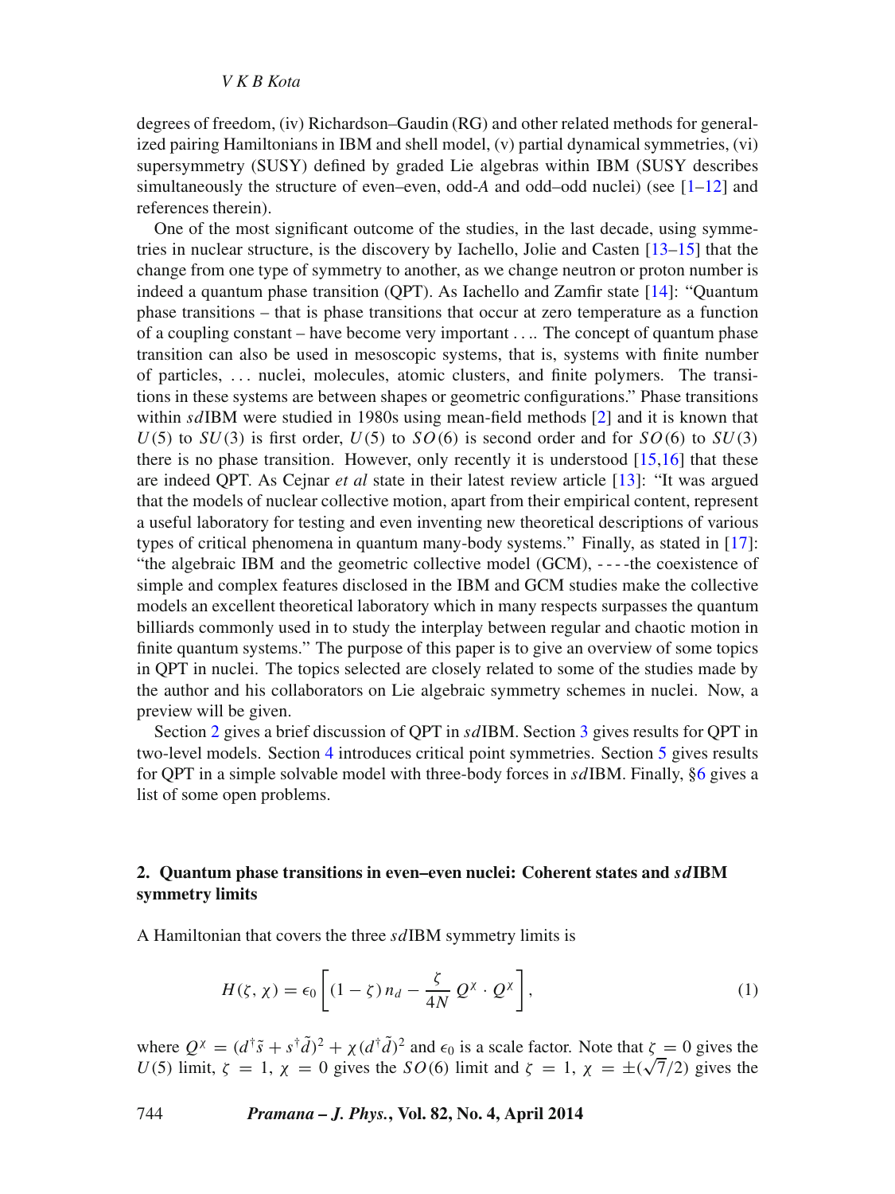degrees of freedom, (iv) Richardson–Gaudin (RG) and other related methods for generalized pairing Hamiltonians in IBM and shell model, (v) partial dynamical symmetries, (vi) supersymmetry (SUSY) defined by graded Lie algebras within IBM (SUSY describes simultaneously the structure of even–even, odd-$A$ and odd–odd nuclei) (see [1–12] and references therein).

One of the most significant outcome of the studies, in the last decade, using symmetries in nuclear structure, is the discovery by Iachello, Jolie and Casten [13–15] that the change from one type of symmetry to another, as we change neutron or proton number is indeed a quantum phase transition (QPT). As Iachello and Zamfir state [14]: "Quantum phase transitions – that is phase transitions that occur at zero temperature as a function of a coupling constant – have become very important . . .. The concept of quantum phase transition can also be used in mesoscopic systems, that is, systems with finite number of particles, . . . nuclei, molecules, atomic clusters, and finite polymers. The transitions in these systems are between shapes or geometric configurations." Phase transitions within $sd$IBM were studied in 1980s using mean-field methods [2] and it is known that $U(5)$ to $SU(3)$ is first order, $U(5)$ to $SO(6)$ is second order and for $SO(6)$ to $SU(3)$ there is no phase transition. However, only recently it is understood [15,16] that these are indeed QPT. As Cejnar *et al* state in their latest review article [13]: "It was argued that the models of nuclear collective motion, apart from their empirical content, represent a useful laboratory for testing and even inventing new theoretical descriptions of various types of critical phenomena in quantum many-body systems." Finally, as stated in [17]: "the algebraic IBM and the geometric collective model (GCM), - - - -the coexistence of simple and complex features disclosed in the IBM and GCM studies make the collective models an excellent theoretical laboratory which in many respects surpasses the quantum billiards commonly used in to study the interplay between regular and chaotic motion in finite quantum systems." The purpose of this paper is to give an overview of some topics in QPT in nuclei. The topics selected are closely related to some of the studies made by the author and his collaborators on Lie algebraic symmetry schemes in nuclei. Now, a preview will be given.

Section 2 gives a brief discussion of QPT in $sd$IBM. Section 3 gives results for QPT in two-level models. Section 4 introduces critical point symmetries. Section 5 gives results for QPT in a simple solvable model with three-body forces in $sd$IBM. Finally, §6 gives a list of some open problems.

## 2. Quantum phase transitions in even–even nuclei: Coherent states and $sd$IBM symmetry limits

A Hamiltonian that covers the three $sd$IBM symmetry limits is

$$H(\zeta,\chi) = \epsilon_0 \left[ (1-\zeta)\, n_d - \frac{\zeta}{4N}\, Q^{\chi}\cdot Q^{\chi} \right], \tag{1}$$

where $Q^{\chi} = (d^{\dagger}\tilde{s} + s^{\dagger}\tilde{d})^2 + \chi(d^{\dagger}\tilde{d})^2$ and $\epsilon_0$ is a scale factor. Note that $\zeta = 0$ gives the $U(5)$ limit, $\zeta = 1$, $\chi = 0$ gives the $SO(6)$ limit and $\zeta = 1$, $\chi = \pm(\sqrt{7}/2)$ gives the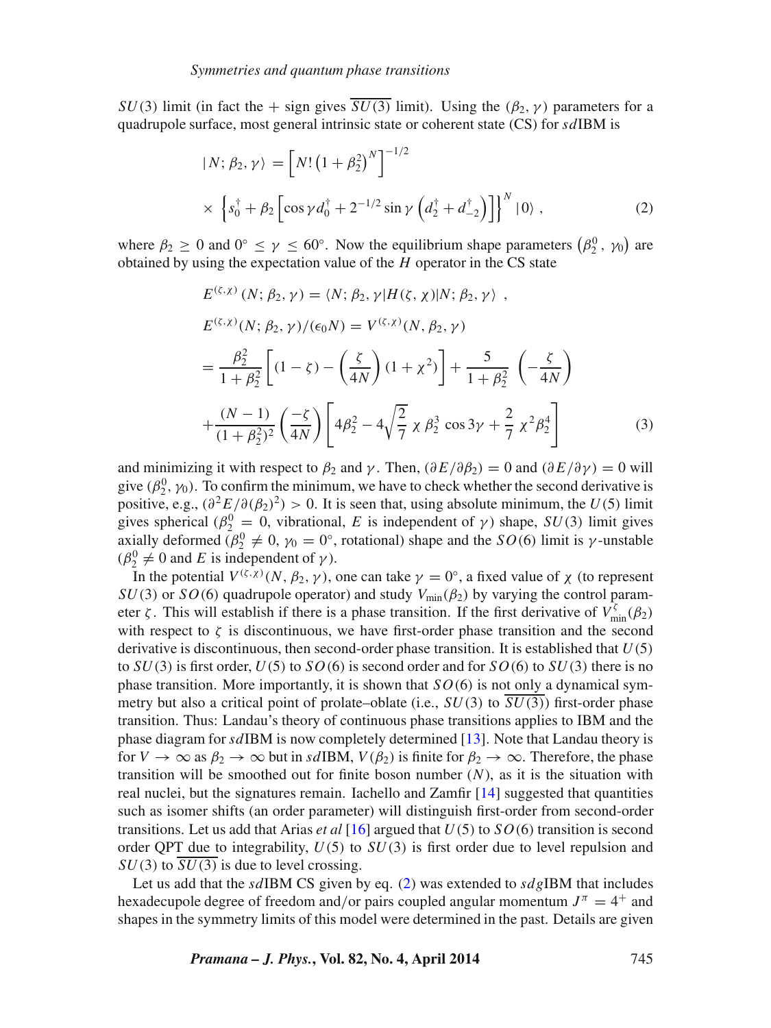$SU(3)$ limit (in fact the + sign gives $\overline{SU(3)}$ limit). Using the $(\beta_2, \gamma)$ parameters for a quadrupole surface, most general intrinsic state or coherent state (CS) for $sd$IBM is

$$
\begin{aligned}
|N; \beta_2, \gamma\rangle &= \left[N! \left(1+\beta_2^2\right)^N\right]^{-1/2} \\
&\times \left\{s_0^\dagger + \beta_2 \left[\cos\gamma\, d_0^\dagger + 2^{-1/2} \sin\gamma \left(d_2^\dagger + d_{-2}^\dagger\right)\right]\right\}^N |0\rangle \, , \qquad (2)
\end{aligned}
$$

where $\beta_2 \geq 0$ and $0^\circ \leq \gamma \leq 60^\circ$. Now the equilibrium shape parameters $\left(\beta_2^0, \gamma_0\right)$ are obtained by using the expectation value of the $H$ operator in the CS state

$$
\begin{aligned}
&E^{(\zeta,\chi)}(N; \beta_2, \gamma) = \langle N; \beta_2, \gamma | H(\zeta, \chi) | N; \beta_2, \gamma\rangle \, , \\
&E^{(\zeta,\chi)}(N; \beta_2, \gamma)/(\epsilon_0 N) = V^{(\zeta,\chi)}(N, \beta_2, \gamma) \\
&= \frac{\beta_2^2}{1+\beta_2^2}\left[(1-\zeta) - \left(\frac{\zeta}{4N}\right)(1+\chi^2)\right] + \frac{5}{1+\beta_2^2}\left(-\frac{\zeta}{4N}\right) \\
&+ \frac{(N-1)}{(1+\beta_2^2)^2}\left(\frac{-\zeta}{4N}\right)\left[4\beta_2^2 - 4\sqrt{\frac{2}{7}}\,\chi\,\beta_2^3 \cos 3\gamma + \frac{2}{7}\,\chi^2\beta_2^4\right] \qquad (3)
\end{aligned}
$$

and minimizing it with respect to $\beta_2$ and $\gamma$. Then, $(\partial E/\partial\beta_2) = 0$ and $(\partial E/\partial\gamma) = 0$ will give $(\beta_2^0, \gamma_0)$. To confirm the minimum, we have to check whether the second derivative is positive, e.g., $(\partial^2 E/\partial(\beta_2)^2) > 0$. It is seen that, using absolute minimum, the $U(5)$ limit gives spherical ($\beta_2^0 = 0$, vibrational, $E$ is independent of $\gamma$) shape, $SU(3)$ limit gives axially deformed ($\beta_2^0 \neq 0$, $\gamma_0 = 0^\circ$, rotational) shape and the $SO(6)$ limit is $\gamma$-unstable ($\beta_2^0 \neq 0$ and $E$ is independent of $\gamma$).

In the potential $V^{(\zeta,\chi)}(N, \beta_2, \gamma)$, one can take $\gamma = 0^\circ$, a fixed value of $\chi$ (to represent $SU(3)$ or $SO(6)$ quadrupole operator) and study $V_{\min}(\beta_2)$ by varying the control parameter $\zeta$. This will establish if there is a phase transition. If the first derivative of $V_{\min}^{\zeta}(\beta_2)$ with respect to $\zeta$ is discontinuous, we have first-order phase transition and the second derivative is discontinuous, then second-order phase transition. It is established that $U(5)$ to $SU(3)$ is first order, $U(5)$ to $SO(6)$ is second order and for $SO(6)$ to $SU(3)$ there is no phase transition. More importantly, it is shown that $SO(6)$ is not only a dynamical symmetry but also a critical point of prolate–oblate (i.e., $SU(3)$ to $\overline{SU(3)}$) first-order phase transition. Thus: Landau's theory of continuous phase transitions applies to IBM and the phase diagram for $sd$IBM is now completely determined [13]. Note that Landau theory is for $V \to \infty$ as $\beta_2 \to \infty$ but in $sd$IBM, $V(\beta_2)$ is finite for $\beta_2 \to \infty$. Therefore, the phase transition will be smoothed out for finite boson number ($N$), as it is the situation with real nuclei, but the signatures remain. Iachello and Zamfir [14] suggested that quantities such as isomer shifts (an order parameter) will distinguish first-order from second-order transitions. Let us add that Arias *et al* [16] argued that $U(5)$ to $SO(6)$ transition is second order QPT due to integrability, $U(5)$ to $SU(3)$ is first order due to level repulsion and $SU(3)$ to $\overline{SU(3)}$ is due to level crossing.

Let us add that the $sd$IBM CS given by eq. (2) was extended to $sdg$IBM that includes hexadecupole degree of freedom and/or pairs coupled angular momentum $J^\pi = 4^+$ and shapes in the symmetry limits of this model were determined in the past. Details are given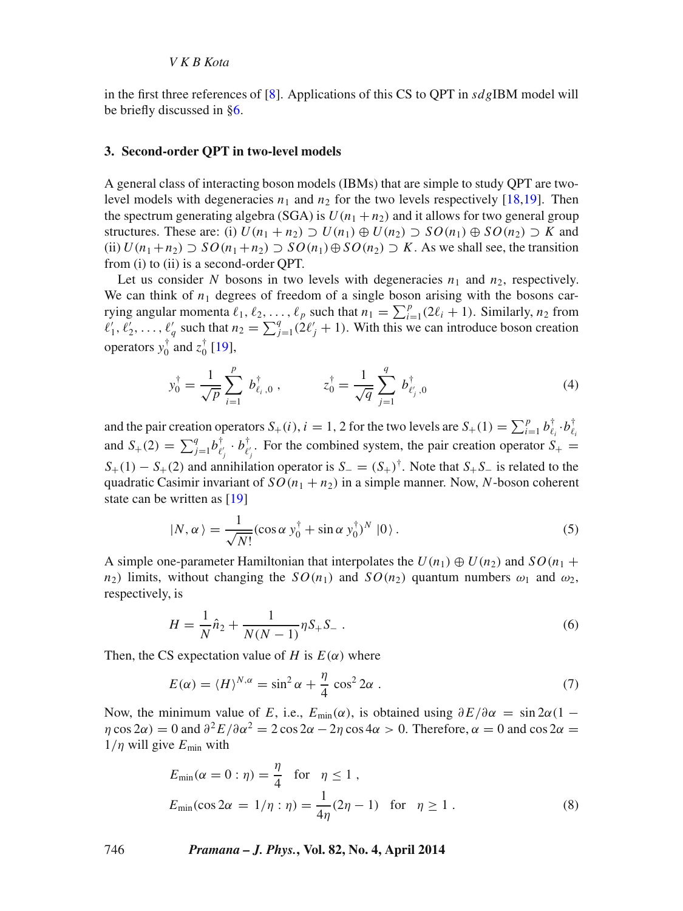in the first three references of [8]. Applications of this CS to QPT in $sdg$IBM model will be briefly discussed in §6.

### 3. Second-order QPT in two-level models

A general class of interacting boson models (IBMs) that are simple to study QPT are two-level models with degeneracies $n_1$ and $n_2$ for the two levels respectively [18,19]. Then the spectrum generating algebra (SGA) is $U(n_1+n_2)$ and it allows for two general group structures. These are: (i) $U(n_1+n_2) \supset U(n_1) \oplus U(n_2) \supset SO(n_1) \oplus SO(n_2) \supset K$ and (ii) $U(n_1+n_2) \supset SO(n_1+n_2) \supset SO(n_1) \oplus SO(n_2) \supset K$. As we shall see, the transition from (i) to (ii) is a second-order QPT.

Let us consider $N$ bosons in two levels with degeneracies $n_1$ and $n_2$, respectively. We can think of $n_1$ degrees of freedom of a single boson arising with the bosons carrying angular momenta $\ell_1, \ell_2, \ldots, \ell_p$ such that $n_1 = \sum_{i=1}^{p}(2\ell_i+1)$. Similarly, $n_2$ from $\ell_1', \ell_2', \ldots, \ell_q'$ such that $n_2 = \sum_{j=1}^{q}(2\ell_j'+1)$. With this we can introduce boson creation operators $y_0^\dagger$ and $z_0^\dagger$ [19],

$$y_0^\dagger = \frac{1}{\sqrt{p}} \sum_{i=1}^{p} b_{\ell_i,0}^\dagger\,, \qquad z_0^\dagger = \frac{1}{\sqrt{q}} \sum_{j=1}^{q} b_{\ell_j',0}^\dagger \tag{4}$$

and the pair creation operators $S_+(i)$, $i=1,2$ for the two levels are $S_+(1) = \sum_{i=1}^{p} b_{\ell_i}^\dagger \cdot b_{\ell_i}^\dagger$ and $S_+(2) = \sum_{j=1}^{q} b_{\ell_j'}^\dagger \cdot b_{\ell_j'}^\dagger$. For the combined system, the pair creation operator $S_+ = S_+(1) - S_+(2)$ and annihilation operator is $S_- = (S_+)^\dagger$. Note that $S_+S_-$ is related to the quadratic Casimir invariant of $SO(n_1+n_2)$ in a simple manner. Now, $N$-boson coherent state can be written as [19]

$$|N,\alpha\rangle = \frac{1}{\sqrt{N!}} (\cos\alpha\; y_0^\dagger + \sin\alpha\; y_0^\dagger)^N \;|0\rangle\,. \tag{5}$$

A simple one-parameter Hamiltonian that interpolates the $U(n_1) \oplus U(n_2)$ and $SO(n_1+n_2)$ limits, without changing the $SO(n_1)$ and $SO(n_2)$ quantum numbers $\omega_1$ and $\omega_2$, respectively, is

$$H = \frac{1}{N}\hat{n}_2 + \frac{1}{N(N-1)}\eta S_+S_-\,. \tag{6}$$

Then, the CS expectation value of $H$ is $E(\alpha)$ where

$$E(\alpha) = \langle H \rangle^{N,\alpha} = \sin^2\alpha + \frac{\eta}{4}\cos^2 2\alpha\,. \tag{7}$$

Now, the minimum value of $E$, i.e., $E_{\min}(\alpha)$, is obtained using $\partial E/\partial\alpha = \sin 2\alpha(1-\eta\cos 2\alpha) = 0$ and $\partial^2 E/\partial\alpha^2 = 2\cos 2\alpha - 2\eta\cos 4\alpha > 0$. Therefore, $\alpha = 0$ and $\cos 2\alpha = 1/\eta$ will give $E_{\min}$ with

$$\begin{aligned}
&E_{\min}(\alpha = 0 : \eta) = \frac{\eta}{4} \quad \text{for} \quad \eta \le 1\,, \\
&E_{\min}(\cos 2\alpha \,=\, 1/\eta : \eta) = \frac{1}{4\eta}(2\eta - 1) \quad \text{for} \quad \eta \ge 1\,.
\end{aligned} \tag{8}$$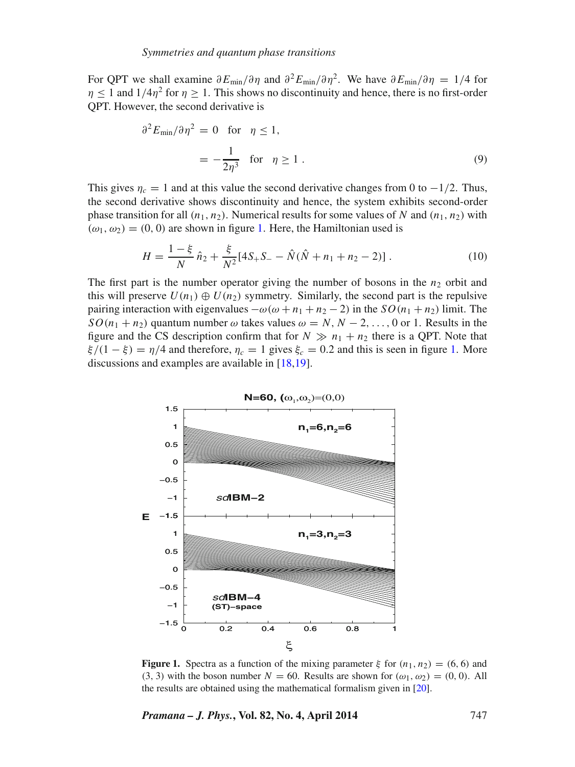For QPT we shall examine $\partial E_{\min}/\partial\eta$ and $\partial^2 E_{\min}/\partial\eta^2$. We have $\partial E_{\min}/\partial\eta = 1/4$ for $\eta \leq 1$ and $1/4\eta^2$ for $\eta \geq 1$. This shows no discontinuity and hence, there is no first-order QPT. However, the second derivative is

$$
\begin{aligned}
\partial^2 E_{\min}/\partial\eta^2 &= 0 \quad \text{for} \quad \eta \leq 1, \\
&= -\frac{1}{2\eta^3} \quad \text{for} \quad \eta \geq 1 \,.
\end{aligned}
\tag{9}
$$

This gives $\eta_c = 1$ and at this value the second derivative changes from 0 to $-1/2$. Thus, the second derivative shows discontinuity and hence, the system exhibits second-order phase transition for all $(n_1, n_2)$. Numerical results for some values of $N$ and $(n_1, n_2)$ with $(\omega_1, \omega_2) = (0, 0)$ are shown in figure 1. Here, the Hamiltonian used is

$$
H = \frac{1-\xi}{N}\,\hat{n}_2 + \frac{\xi}{N^2}[4S_+S_- - \hat{N}(\hat{N} + n_1 + n_2 - 2)] \,. \tag{10}
$$

The first part is the number operator giving the number of bosons in the $n_2$ orbit and this will preserve $U(n_1) \oplus U(n_2)$ symmetry. Similarly, the second part is the repulsive pairing interaction with eigenvalues $-\omega(\omega + n_1 + n_2 - 2)$ in the $SO(n_1 + n_2)$ limit. The $SO(n_1 + n_2)$ quantum number $\omega$ takes values $\omega = N, N-2, \ldots, 0$ or 1. Results in the figure and the CS description confirm that for $N \gg n_1 + n_2$ there is a QPT. Note that $\xi/(1-\xi) = \eta/4$ and therefore, $\eta_c = 1$ gives $\xi_c = 0.2$ and this is seen in figure 1. More discussions and examples are available in [18,19].

**Figure 1.** Spectra as a function of the mixing parameter $\xi$ for $(n_1, n_2) = (6, 6)$ and $(3, 3)$ with the boson number $N = 60$. Results are shown for $(\omega_1, \omega_2) = (0, 0)$. All the results are obtained using the mathematical formalism given in [20].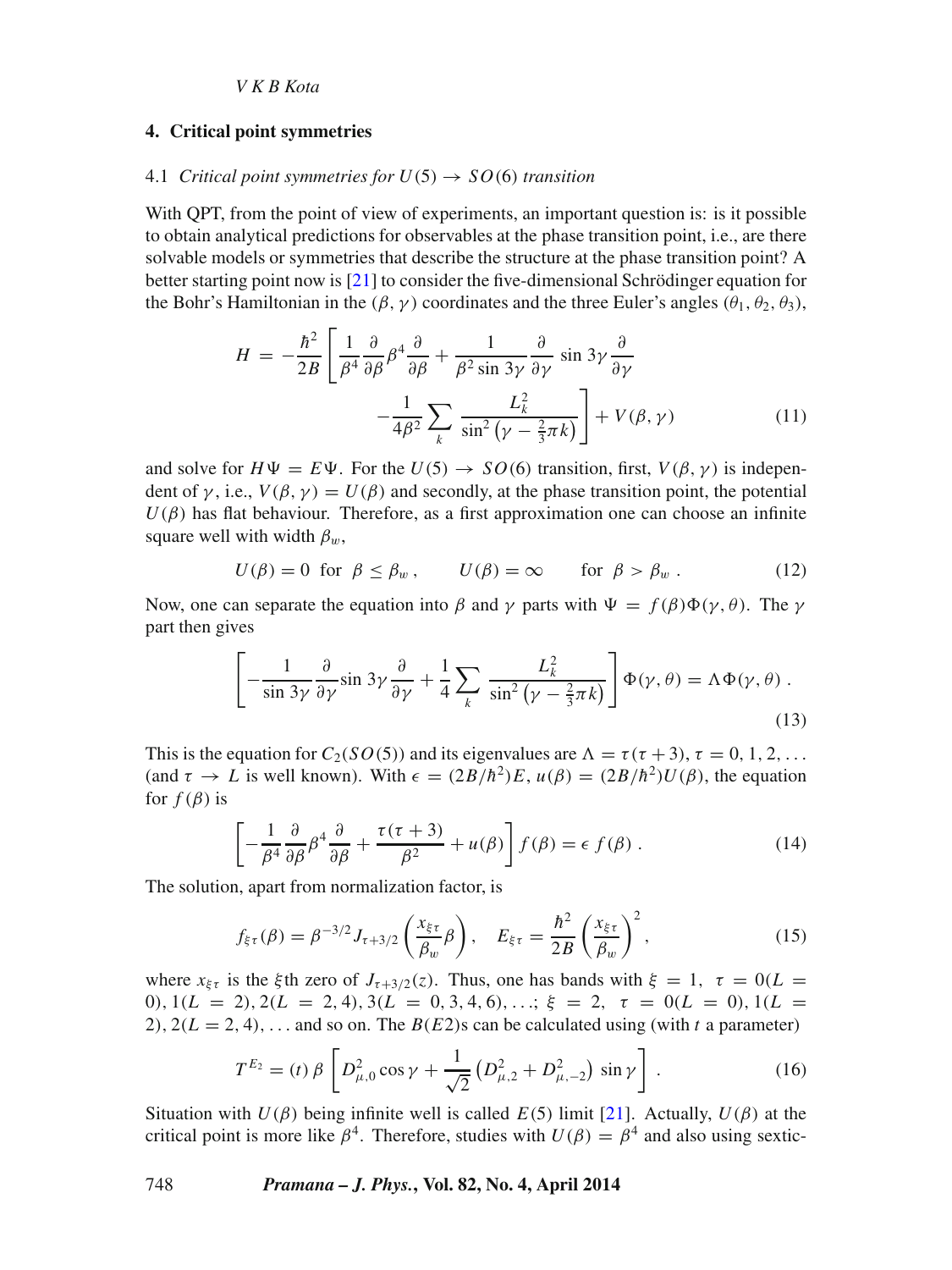## 4. Critical point symmetries

### 4.1 *Critical point symmetries for $U(5) \rightarrow SO(6)$ transition*

With QPT, from the point of view of experiments, an important question is: is it possible to obtain analytical predictions for observables at the phase transition point, i.e., are there solvable models or symmetries that describe the structure at the phase transition point? A better starting point now is [21] to consider the five-dimensional Schrödinger equation for the Bohr's Hamiltonian in the $(\beta, \gamma)$ coordinates and the three Euler's angles $(\theta_1, \theta_2, \theta_3)$,

$$H = -\frac{\hbar^2}{2B}\left[\frac{1}{\beta^4}\frac{\partial}{\partial\beta}\beta^4\frac{\partial}{\partial\beta} + \frac{1}{\beta^2 \sin 3\gamma}\frac{\partial}{\partial\gamma}\sin 3\gamma\frac{\partial}{\partial\gamma} - \frac{1}{4\beta^2}\sum_k \frac{L_k^2}{\sin^2\left(\gamma - \frac{2}{3}\pi k\right)}\right] + V(\beta, \gamma) \tag{11}$$

and solve for $H\Psi = E\Psi$. For the $U(5) \rightarrow SO(6)$ transition, first, $V(\beta, \gamma)$ is independent of $\gamma$, i.e., $V(\beta, \gamma) = U(\beta)$ and secondly, at the phase transition point, the potential $U(\beta)$ has flat behaviour. Therefore, as a first approximation one can choose an infinite square well with width $\beta_w$,

$$U(\beta) = 0 \ \text{ for } \ \beta \leq \beta_w\,, \qquad U(\beta) = \infty \qquad \text{for } \ \beta > \beta_w\,. \tag{12}$$

Now, one can separate the equation into $\beta$ and $\gamma$ parts with $\Psi = f(\beta)\Phi(\gamma, \theta)$. The $\gamma$ part then gives

$$\left[-\frac{1}{\sin 3\gamma}\frac{\partial}{\partial\gamma}\sin 3\gamma\frac{\partial}{\partial\gamma} + \frac{1}{4}\sum_k \frac{L_k^2}{\sin^2\left(\gamma - \frac{2}{3}\pi k\right)}\right]\Phi(\gamma, \theta) = \Lambda\Phi(\gamma, \theta)\,. \tag{13}$$

This is the equation for $C_2(SO(5))$ and its eigenvalues are $\Lambda = \tau(\tau + 3)$, $\tau = 0, 1, 2, \ldots$ (and $\tau \rightarrow L$ is well known). With $\epsilon = (2B/\hbar^2)E$, $u(\beta) = (2B/\hbar^2)U(\beta)$, the equation for $f(\beta)$ is

$$\left[-\frac{1}{\beta^4}\frac{\partial}{\partial\beta}\beta^4\frac{\partial}{\partial\beta} + \frac{\tau(\tau+3)}{\beta^2} + u(\beta)\right]f(\beta) = \epsilon\, f(\beta)\,. \tag{14}$$

The solution, apart from normalization factor, is

$$f_{\xi\tau}(\beta) = \beta^{-3/2} J_{\tau+3/2}\left(\frac{x_{\xi\tau}}{\beta_w}\beta\right), \quad E_{\xi\tau} = \frac{\hbar^2}{2B}\left(\frac{x_{\xi\tau}}{\beta_w}\right)^2, \tag{15}$$

where $x_{\xi\tau}$ is the $\xi$th zero of $J_{\tau+3/2}(z)$. Thus, one has bands with $\xi = 1$, $\tau = 0(L = 0), 1(L = 2), 2(L = 2, 4), 3(L = 0, 3, 4, 6), \ldots$; $\xi = 2$, $\tau = 0(L = 0), 1(L = 2), 2(L = 2, 4), \ldots$ and so on. The $B(E2)$s can be calculated using (with $t$ a parameter)

$$T^{E_2} = (t)\,\beta\left[D^2_{\mu,0}\cos\gamma + \frac{1}{\sqrt{2}}\left(D^2_{\mu,2} + D^2_{\mu,-2}\right)\sin\gamma\right]. \tag{16}$$

Situation with $U(\beta)$ being infinite well is called $E(5)$ limit [21]. Actually, $U(\beta)$ at the critical point is more like $\beta^4$. Therefore, studies with $U(\beta) = \beta^4$ and also using sextic-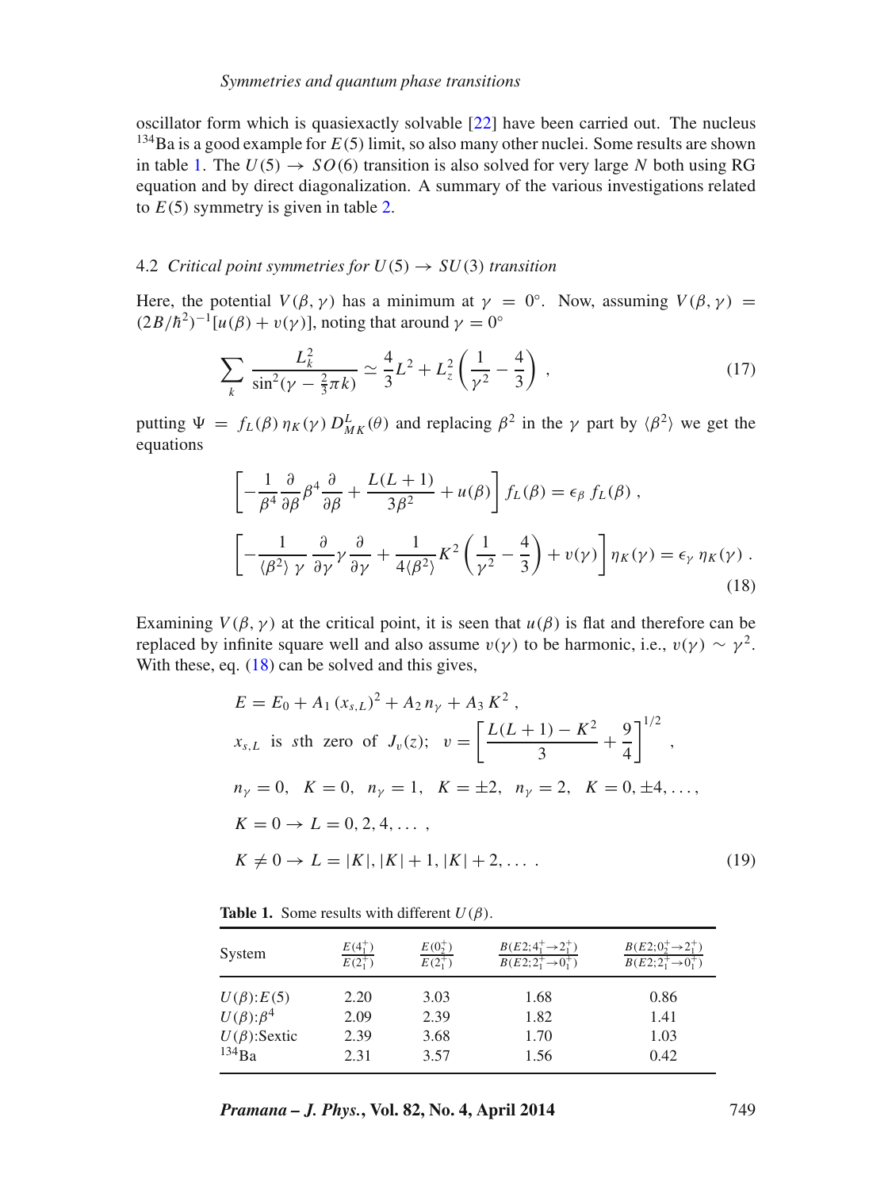oscillator form which is quasiexactly solvable [22] have been carried out. The nucleus $^{134}$Ba is a good example for $E(5)$ limit, so also many other nuclei. Some results are shown in table 1. The $U(5) \to SO(6)$ transition is also solved for very large $N$ both using RG equation and by direct diagonalization. A summary of the various investigations related to $E(5)$ symmetry is given in table 2.

### 4.2 *Critical point symmetries for $U(5) \to SU(3)$ transition*

Here, the potential $V(\beta, \gamma)$ has a minimum at $\gamma = 0°$. Now, assuming $V(\beta, \gamma) = (2B/\hbar^2)^{-1}[u(\beta) + v(\gamma)]$, noting that around $\gamma = 0°$

$$\sum_k \frac{L_k^2}{\sin^2(\gamma - \frac{2}{3}\pi k)} \simeq \frac{4}{3}L^2 + L_z^2\left(\frac{1}{\gamma^2} - \frac{4}{3}\right) , \tag{17}$$

putting $\Psi = f_L(\beta)\,\eta_K(\gamma)\,D^L_{MK}(\theta)$ and replacing $\beta^2$ in the $\gamma$ part by $\langle\beta^2\rangle$ we get the equations

$$\left[-\frac{1}{\beta^4}\frac{\partial}{\partial\beta}\beta^4\frac{\partial}{\partial\beta} + \frac{L(L+1)}{3\beta^2} + u(\beta)\right] f_L(\beta) = \epsilon_\beta\, f_L(\beta) ,$$

$$\left[-\frac{1}{\langle\beta^2\rangle\,\gamma}\frac{\partial}{\partial\gamma}\gamma\frac{\partial}{\partial\gamma} + \frac{1}{4\langle\beta^2\rangle}K^2\left(\frac{1}{\gamma^2} - \frac{4}{3}\right) + v(\gamma)\right]\eta_K(\gamma) = \epsilon_\gamma\,\eta_K(\gamma) . \tag{18}$$

Examining $V(\beta, \gamma)$ at the critical point, it is seen that $u(\beta)$ is flat and therefore can be replaced by infinite square well and also assume $v(\gamma)$ to be harmonic, i.e., $v(\gamma) \sim \gamma^2$. With these, eq. (18) can be solved and this gives,

$$\begin{aligned}
&E = E_0 + A_1\,(x_{s,L})^2 + A_2\,n_\gamma + A_3\,K^2 ,\\
&x_{s,L} \;\text{ is }\; s\text{th zero of } J_v(z);\quad v = \left[\frac{L(L+1) - K^2}{3} + \frac{9}{4}\right]^{1/2} ,\\
&n_\gamma = 0,\quad K = 0,\quad n_\gamma = 1,\quad K = \pm 2,\quad n_\gamma = 2,\quad K = 0, \pm 4, \ldots ,\\
&K = 0 \to L = 0, 2, 4, \ldots ,\\
&K \neq 0 \to L = |K|, |K| + 1, |K| + 2, \ldots .
\end{aligned} \tag{19}$$

**Table 1.** Some results with different $U(\beta)$.

| System | $\frac{E(4_1^+)}{E(2_1^+)}$ | $\frac{E(0_2^+)}{E(2_1^+)}$ | $\frac{B(E2;4_1^+\to 2_1^+)}{B(E2;2_1^+\to 0_1^+)}$ | $\frac{B(E2;0_2^+\to 2_1^+)}{B(E2;2_1^+\to 0_1^+)}$ |
|---|---|---|---|---|
| $U(\beta)$:$E(5)$ | 2.20 | 3.03 | 1.68 | 0.86 |
| $U(\beta)$:$\beta^4$ | 2.09 | 2.39 | 1.82 | 1.41 |
| $U(\beta)$:Sextic | 2.39 | 3.68 | 1.70 | 1.03 |
| $^{134}$Ba | 2.31 | 3.57 | 1.56 | 0.42 |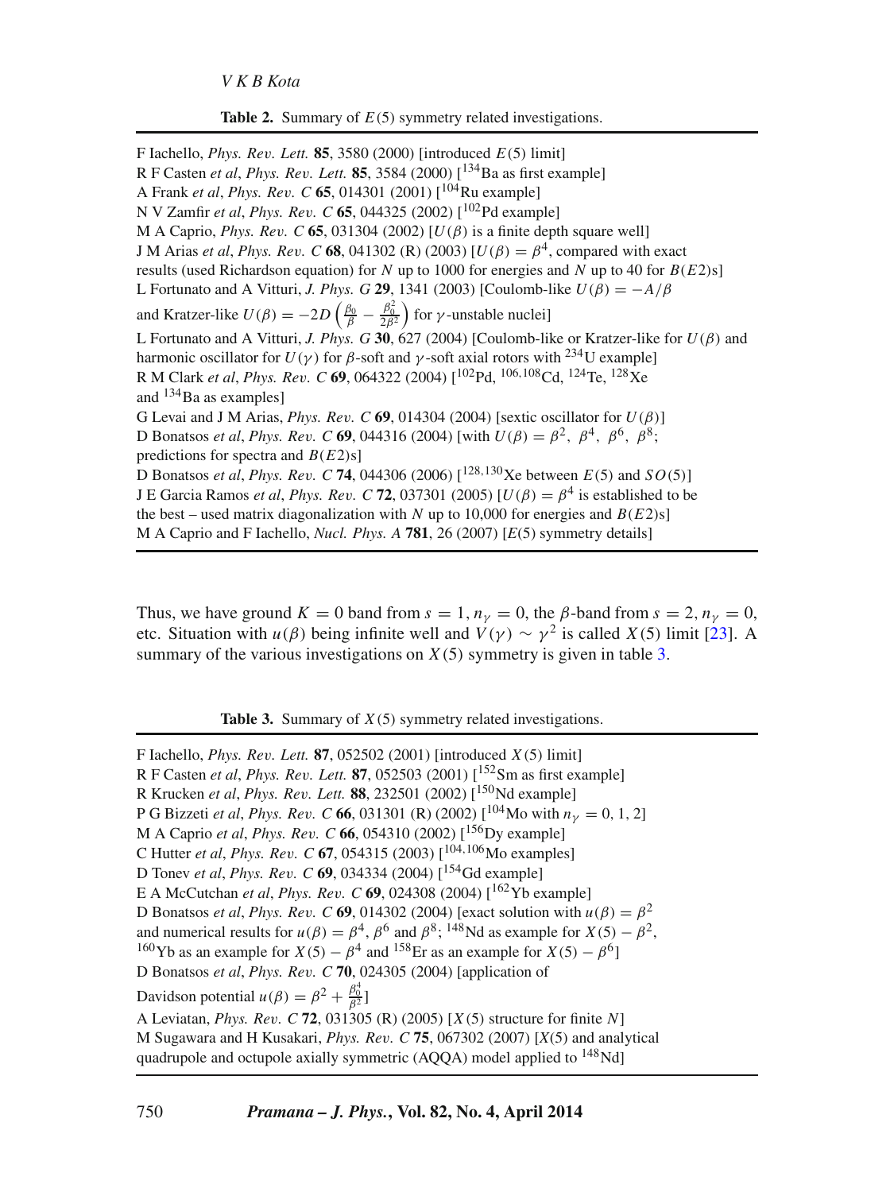**Table 2.** Summary of $E(5)$ symmetry related investigations.

F Iachello, *Phys. Rev. Lett.* **85**, 3580 (2000) [introduced $E(5)$ limit]
R F Casten *et al*, *Phys. Rev. Lett.* **85**, 3584 (2000) [$^{134}$Ba as first example]
A Frank *et al*, *Phys. Rev. C* **65**, 014301 (2001) [$^{104}$Ru example]
N V Zamfir *et al*, *Phys. Rev. C* **65**, 044325 (2002) [$^{102}$Pd example]
M A Caprio, *Phys. Rev. C* **65**, 031304 (2002) [$U(\beta)$ is a finite depth square well]
J M Arias *et al*, *Phys. Rev. C* **68**, 041302 (R) (2003) [$U(\beta) = \beta^4$, compared with exact results (used Richardson equation) for $N$ up to 1000 for energies and $N$ up to 40 for $B(E2)$s]
L Fortunato and A Vitturi, *J. Phys. G* **29**, 1341 (2003) [Coulomb-like $U(\beta) = -A/\beta$ and Kratzer-like $U(\beta) = -2D\left(\frac{\beta_0}{\beta} - \frac{\beta_0^2}{2\beta^2}\right)$ for $\gamma$-unstable nuclei]
L Fortunato and A Vitturi, *J. Phys. G* **30**, 627 (2004) [Coulomb-like or Kratzer-like for $U(\beta)$ and harmonic oscillator for $U(\gamma)$ for $\beta$-soft and $\gamma$-soft axial rotors with $^{234}$U example]
R M Clark *et al*, *Phys. Rev. C* **69**, 064322 (2004) [$^{102}$Pd, $^{106,108}$Cd, $^{124}$Te, $^{128}$Xe and $^{134}$Ba as examples]
G Levai and J M Arias, *Phys. Rev. C* **69**, 014304 (2004) [sextic oscillator for $U(\beta)$]
D Bonatsos *et al*, *Phys. Rev. C* **69**, 044316 (2004) [with $U(\beta) = \beta^2,\ \beta^4,\ \beta^6,\ \beta^8$; predictions for spectra and $B(E2)$s]
D Bonatsos *et al*, *Phys. Rev. C* **74**, 044306 (2006) [$^{128,130}$Xe between $E(5)$ and $SO(5)$]
J E Garcia Ramos *et al*, *Phys. Rev. C* **72**, 037301 (2005) [$U(\beta) = \beta^4$ is established to be the best – used matrix diagonalization with $N$ up to 10,000 for energies and $B(E2)$s]
M A Caprio and F Iachello, *Nucl. Phys. A* **781**, 26 (2007) [$E(5)$ symmetry details]

Thus, we have ground $K = 0$ band from $s = 1, n_\gamma = 0$, the $\beta$-band from $s = 2, n_\gamma = 0$, etc. Situation with $u(\beta)$ being infinite well and $V(\gamma) \sim \gamma^2$ is called $X(5)$ limit [23]. A summary of the various investigations on $X(5)$ symmetry is given in table 3.

**Table 3.** Summary of $X(5)$ symmetry related investigations.

F Iachello, *Phys. Rev. Lett.* **87**, 052502 (2001) [introduced $X(5)$ limit]
R F Casten *et al*, *Phys. Rev. Lett.* **87**, 052503 (2001) [$^{152}$Sm as first example]
R Krucken *et al*, *Phys. Rev. Lett.* **88**, 232501 (2002) [$^{150}$Nd example]
P G Bizzeti *et al*, *Phys. Rev. C* **66**, 031301 (R) (2002) [$^{104}$Mo with $n_\gamma = 0, 1, 2$]
M A Caprio *et al*, *Phys. Rev. C* **66**, 054310 (2002) [$^{156}$Dy example]
C Hutter *et al*, *Phys. Rev. C* **67**, 054315 (2003) [$^{104,106}$Mo examples]
D Tonev *et al*, *Phys. Rev. C* **69**, 034334 (2004) [$^{154}$Gd example]
E A McCutchan *et al*, *Phys. Rev. C* **69**, 024308 (2004) [$^{162}$Yb example]
D Bonatsos *et al*, *Phys. Rev. C* **69**, 014302 (2004) [exact solution with $u(\beta) = \beta^2$ and numerical results for $u(\beta) = \beta^4$, $\beta^6$ and $\beta^8$; $^{148}$Nd as example for $X(5) - \beta^2$, $^{160}$Yb as an example for $X(5) - \beta^4$ and $^{158}$Er as an example for $X(5) - \beta^6$]
D Bonatsos *et al*, *Phys. Rev. C* **70**, 024305 (2004) [application of Davidson potential $u(\beta) = \beta^2 + \frac{\beta_0^4}{\beta^2}$]
A Leviatan, *Phys. Rev. C* **72**, 031305 (R) (2005) [$X(5)$ structure for finite $N$]
M Sugawara and H Kusakari, *Phys. Rev. C* **75**, 067302 (2007) [$X(5)$ and analytical quadrupole and octupole axially symmetric (AQQA) model applied to $^{148}$Nd]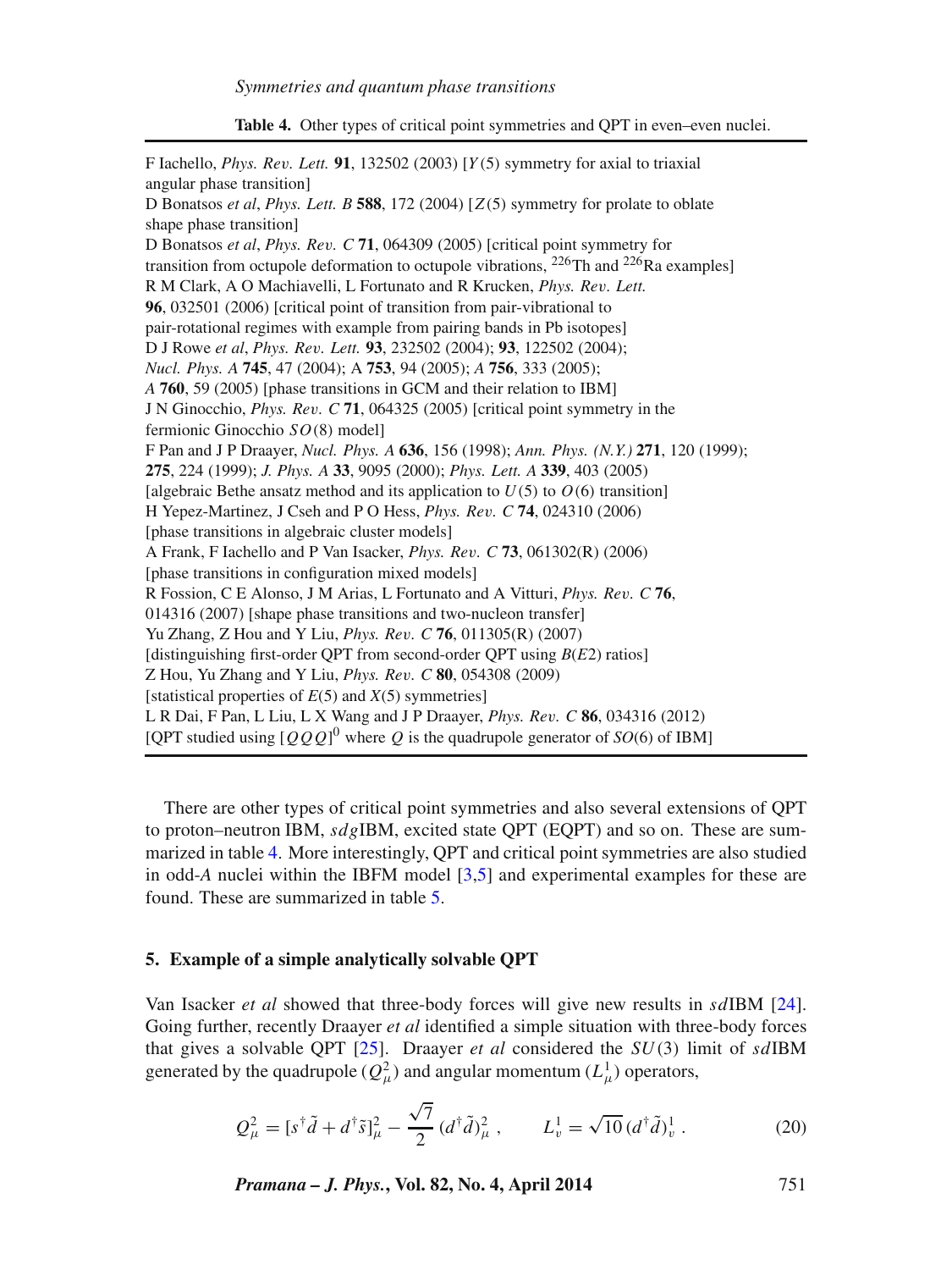**Table 4.** Other types of critical point symmetries and QPT in even–even nuclei.

| |
|---|
| F Iachello, *Phys. Rev. Lett.* **91**, 132502 (2003) [$Y(5)$ symmetry for axial to triaxial angular phase transition] |
| D Bonatsos *et al*, *Phys. Lett. B* **588**, 172 (2004) [$Z(5)$ symmetry for prolate to oblate shape phase transition] |
| D Bonatsos *et al*, *Phys. Rev. C* **71**, 064309 (2005) [critical point symmetry for transition from octupole deformation to octupole vibrations, $^{226}$Th and $^{226}$Ra examples] |
| R M Clark, A O Machiavelli, L Fortunato and R Krucken, *Phys. Rev. Lett.* **96**, 032501 (2006) [critical point of transition from pair-vibrational to pair-rotational regimes with example from pairing bands in Pb isotopes] |
| D J Rowe *et al*, *Phys. Rev. Lett.* **93**, 232502 (2004); **93**, 122502 (2004); *Nucl. Phys. A* **745**, 47 (2004); A **753**, 94 (2005); *A* **756**, 333 (2005); *A* **760**, 59 (2005) [phase transitions in GCM and their relation to IBM] |
| J N Ginocchio, *Phys. Rev. C* **71**, 064325 (2005) [critical point symmetry in the fermionic Ginocchio $SO(8)$ model] |
| F Pan and J P Draayer, *Nucl. Phys. A* **636**, 156 (1998); *Ann. Phys. (N.Y.)* **271**, 120 (1999); **275**, 224 (1999); *J. Phys. A* **33**, 9095 (2000); *Phys. Lett. A* **339**, 403 (2005) [algebraic Bethe ansatz method and its application to $U(5)$ to $O(6)$ transition] |
| H Yepez-Martinez, J Cseh and P O Hess, *Phys. Rev. C* **74**, 024310 (2006) [phase transitions in algebraic cluster models] |
| A Frank, F Iachello and P Van Isacker, *Phys. Rev. C* **73**, 061302(R) (2006) [phase transitions in configuration mixed models] |
| R Fossion, C E Alonso, J M Arias, L Fortunato and A Vitturi, *Phys. Rev. C* **76**, 014316 (2007) [shape phase transitions and two-nucleon transfer] |
| Yu Zhang, Z Hou and Y Liu, *Phys. Rev. C* **76**, 011305(R) (2007) [distinguishing first-order QPT from second-order QPT using $B(E2)$ ratios] |
| Z Hou, Yu Zhang and Y Liu, *Phys. Rev. C* **80**, 054308 (2009) [statistical properties of $E(5)$ and $X(5)$ symmetries] |
| L R Dai, F Pan, L Liu, L X Wang and J P Draayer, *Phys. Rev. C* **86**, 034316 (2012) [QPT studied using $[QQQ]^0$ where $Q$ is the quadrupole generator of $SO(6)$ of IBM] |

There are other types of critical point symmetries and also several extensions of QPT to proton–neutron IBM, $sdg$IBM, excited state QPT (EQPT) and so on. These are summarized in table 4. More interestingly, QPT and critical point symmetries are also studied in odd-$A$ nuclei within the IBFM model [3,5] and experimental examples for these are found. These are summarized in table 5.

## 5. Example of a simple analytically solvable QPT

Van Isacker *et al* showed that three-body forces will give new results in $sd$IBM [24]. Going further, recently Draayer *et al* identified a simple situation with three-body forces that gives a solvable QPT [25]. Draayer *et al* considered the $SU(3)$ limit of $sd$IBM generated by the quadrupole ($Q^2_\mu$) and angular momentum ($L^1_\mu$) operators,

$$Q^2_\mu = [s^\dagger \tilde{d} + d^\dagger \tilde{s}]^2_\mu - \frac{\sqrt{7}}{2}\,(d^\dagger \tilde{d})^2_\mu\,, \qquad L^1_v = \sqrt{10}\,(d^\dagger \tilde{d})^1_v\,. \tag{20}$$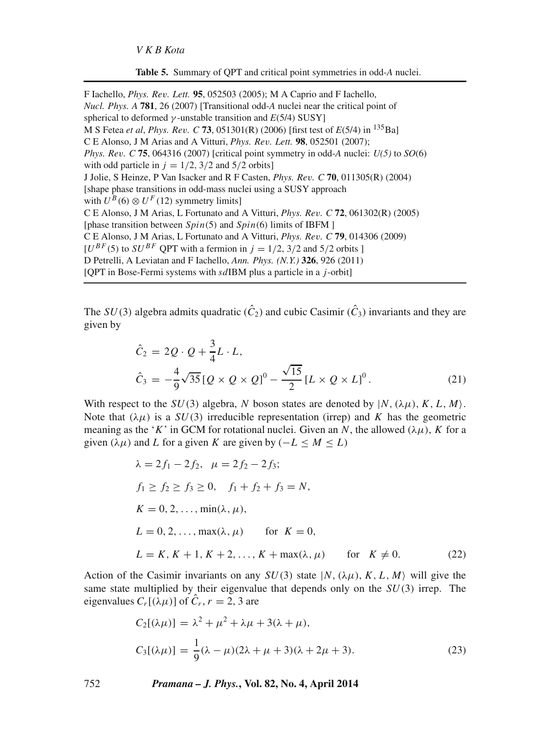**Table 5.** Summary of QPT and critical point symmetries in odd-*A* nuclei.

| |
|---|
| F Iachello, *Phys. Rev. Lett.* **95**, 052503 (2005); M A Caprio and F Iachello, *Nucl. Phys. A* **781**, 26 (2007) [Transitional odd-*A* nuclei near the critical point of spherical to deformed $\gamma$-unstable transition and *E*(5/4) SUSY] |
| M S Fetea *et al*, *Phys. Rev. C* **73**, 051301(R) (2006) [first test of *E*(5/4) in $^{135}$Ba] |
| C E Alonso, J M Arias and A Vitturi, *Phys. Rev. Lett.* **98**, 052501 (2007); *Phys. Rev. C* **75**, 064316 (2007) [critical point symmetry in odd-*A* nuclei: *U(5)* to *SO*(6) with odd particle in $j = 1/2, 3/2$ and $5/2$ orbits] |
| J Jolie, S Heinze, P Van Isacker and R F Casten, *Phys. Rev. C* **70**, 011305(R) (2004) [shape phase transitions in odd-mass nuclei using a SUSY approach with $U^B(6) \otimes U^F(12)$ symmetry limits] |
| C E Alonso, J M Arias, L Fortunato and A Vitturi, *Phys. Rev. C* **72**, 061302(R) (2005) [phase transition between $Spin(5)$ and $Spin(6)$ limits of IBFM ] |
| C E Alonso, J M Arias, L Fortunato and A Vitturi, *Phys. Rev. C* **79**, 014306 (2009) [$U^{BF}(5)$ to $SU^{BF}$ QPT with a fermion in $j = 1/2, 3/2$ and $5/2$ orbits ] |
| D Petrelli, A Leviatan and F Iachello, *Ann. Phys. (N.Y.)* **326**, 926 (2011) [QPT in Bose-Fermi systems with *sd*IBM plus a particle in a $j$-orbit] |

The $SU(3)$ algebra admits quadratic ($\hat{C}_2$) and cubic Casimir ($\hat{C}_3$) invariants and they are given by

$$\hat{C}_2 = 2Q \cdot Q + \frac{3}{4} L \cdot L,$$
$$\hat{C}_3 = -\frac{4}{9}\sqrt{35}\,[Q \times Q \times Q]^0 - \frac{\sqrt{15}}{2}\,[L \times Q \times L]^0 . \tag{21}$$

With respect to the $SU(3)$ algebra, $N$ boson states are denoted by $|N, (\lambda\mu), K, L, M\rangle$. Note that $(\lambda\mu)$ is a $SU(3)$ irreducible representation (irrep) and $K$ has the geometric meaning as the '$K$' in GCM for rotational nuclei. Given an $N$, the allowed $(\lambda\mu)$, $K$ for a given $(\lambda\mu)$ and $L$ for a given $K$ are given by ($-L \le M \le L$)

$$\lambda = 2f_1 - 2f_2, \quad \mu = 2f_2 - 2f_3;$$
$$f_1 \ge f_2 \ge f_3 \ge 0, \quad f_1 + f_2 + f_3 = N,$$
$$K = 0, 2, \ldots, \min(\lambda, \mu),$$
$$L = 0, 2, \ldots, \max(\lambda, \mu) \qquad \text{for } K = 0,$$
$$L = K, K+1, K+2, \ldots, K + \max(\lambda, \mu) \qquad \text{for } \quad K \neq 0. \tag{22}$$

Action of the Casimir invariants on any $SU(3)$ state $|N, (\lambda\mu), K, L, M\rangle$ will give the same state multiplied by their eigenvalue that depends only on the $SU(3)$ irrep. The eigenvalues $C_r[(\lambda\mu)]$ of $\hat{C}_r$, $r = 2, 3$ are

$$C_2[(\lambda\mu)] = \lambda^2 + \mu^2 + \lambda\mu + 3(\lambda + \mu),$$
$$C_3[(\lambda\mu)] = \frac{1}{9}(\lambda - \mu)(2\lambda + \mu + 3)(\lambda + 2\mu + 3). \tag{23}$$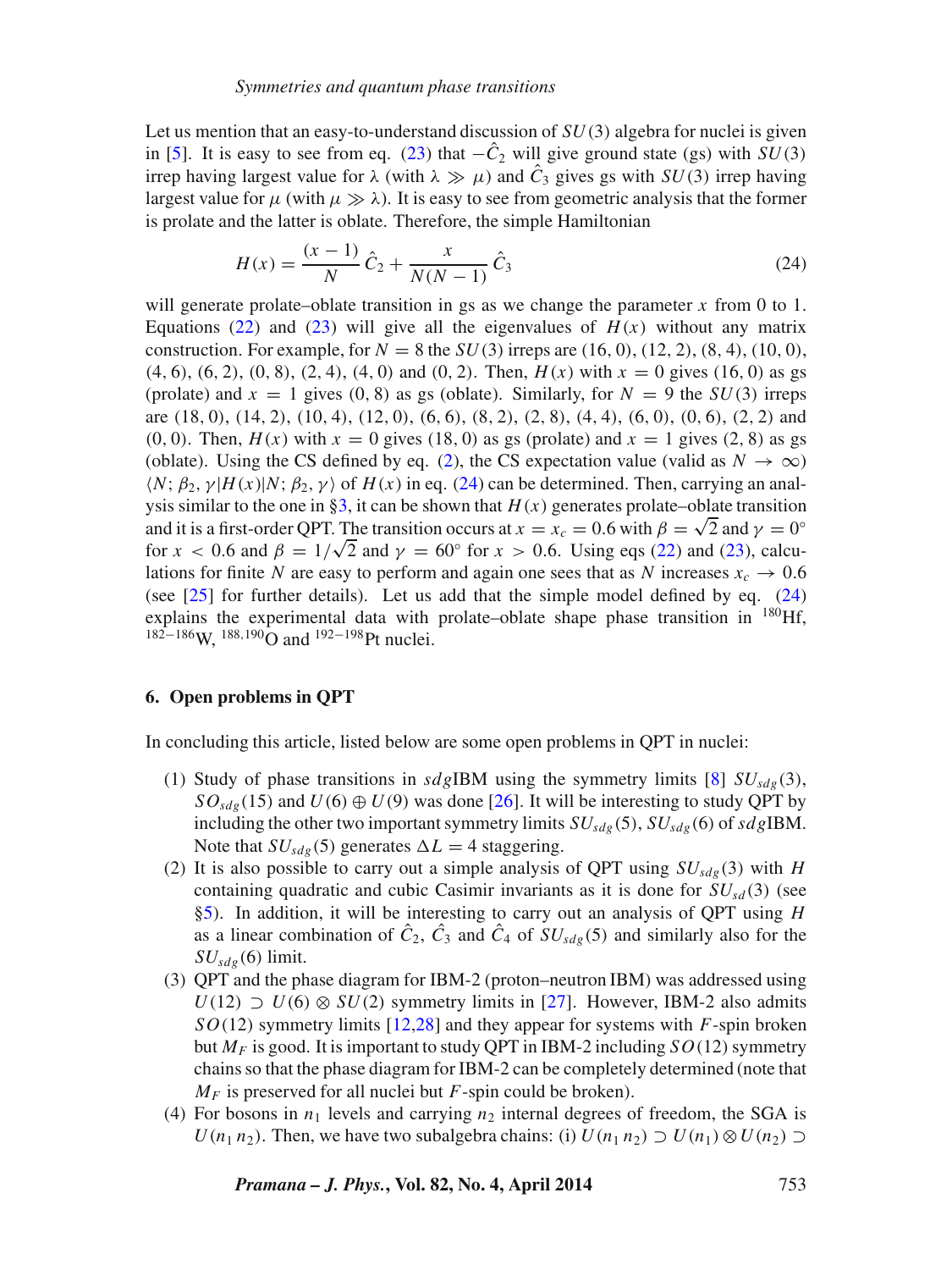Let us mention that an easy-to-understand discussion of $SU(3)$ algebra for nuclei is given in [5]. It is easy to see from eq. (23) that $-\hat{C}_2$ will give ground state (gs) with $SU(3)$ irrep having largest value for $\lambda$ (with $\lambda \gg \mu$) and $\hat{C}_3$ gives gs with $SU(3)$ irrep having largest value for $\mu$ (with $\mu \gg \lambda$). It is easy to see from geometric analysis that the former is prolate and the latter is oblate. Therefore, the simple Hamiltonian

$$H(x) = \frac{(x-1)}{N}\,\hat{C}_2 + \frac{x}{N(N-1)}\,\hat{C}_3 \tag{24}$$

will generate prolate–oblate transition in gs as we change the parameter $x$ from 0 to 1. Equations (22) and (23) will give all the eigenvalues of $H(x)$ without any matrix construction. For example, for $N = 8$ the $SU(3)$ irreps are (16, 0), (12, 2), (8, 4), (10, 0), (4, 6), (6, 2), (0, 8), (2, 4), (4, 0) and (0, 2). Then, $H(x)$ with $x = 0$ gives (16, 0) as gs (prolate) and $x = 1$ gives (0, 8) as gs (oblate). Similarly, for $N = 9$ the $SU(3)$ irreps are (18, 0), (14, 2), (10, 4), (12, 0), (6, 6), (8, 2), (2, 8), (4, 4), (6, 0), (0, 6), (2, 2) and (0, 0). Then, $H(x)$ with $x = 0$ gives (18, 0) as gs (prolate) and $x = 1$ gives (2, 8) as gs (oblate). Using the CS defined by eq. (2), the CS expectation value (valid as $N \to \infty$) $\langle N; \beta_2, \gamma | H(x) | N; \beta_2, \gamma \rangle$ of $H(x)$ in eq. (24) can be determined. Then, carrying an analysis similar to the one in §3, it can be shown that $H(x)$ generates prolate–oblate transition and it is a first-order QPT. The transition occurs at $x = x_c = 0.6$ with $\beta = \sqrt{2}$ and $\gamma = 0°$ for $x < 0.6$ and $\beta = 1/\sqrt{2}$ and $\gamma = 60°$ for $x > 0.6$. Using eqs (22) and (23), calculations for finite $N$ are easy to perform and again one sees that as $N$ increases $x_c \to 0.6$ (see [25] for further details). Let us add that the simple model defined by eq. (24) explains the experimental data with prolate–oblate shape phase transition in $^{180}$Hf, $^{182-186}$W, $^{188,190}$O and $^{192-198}$Pt nuclei.

## 6. Open problems in QPT

In concluding this article, listed below are some open problems in QPT in nuclei:

(1) Study of phase transitions in $sdg$IBM using the symmetry limits [8] $SU_{sdg}(3)$, $SO_{sdg}(15)$ and $U(6) \oplus U(9)$ was done [26]. It will be interesting to study QPT by including the other two important symmetry limits $SU_{sdg}(5)$, $SU_{sdg}(6)$ of $sdg$IBM. Note that $SU_{sdg}(5)$ generates $\Delta L = 4$ staggering.

(2) It is also possible to carry out a simple analysis of QPT using $SU_{sdg}(3)$ with $H$ containing quadratic and cubic Casimir invariants as it is done for $SU_{sd}(3)$ (see §5). In addition, it will be interesting to carry out an analysis of QPT using $H$ as a linear combination of $\hat{C}_2$, $\hat{C}_3$ and $\hat{C}_4$ of $SU_{sdg}(5)$ and similarly also for the $SU_{sdg}(6)$ limit.

(3) QPT and the phase diagram for IBM-2 (proton–neutron IBM) was addressed using $U(12) \supset U(6) \otimes SU(2)$ symmetry limits in [27]. However, IBM-2 also admits $SO(12)$ symmetry limits [12,28] and they appear for systems with $F$-spin broken but $M_F$ is good. It is important to study QPT in IBM-2 including $SO(12)$ symmetry chains so that the phase diagram for IBM-2 can be completely determined (note that $M_F$ is preserved for all nuclei but $F$-spin could be broken).

(4) For bosons in $n_1$ levels and carrying $n_2$ internal degrees of freedom, the SGA is $U(n_1 n_2)$. Then, we have two subalgebra chains: (i) $U(n_1 n_2) \supset U(n_1) \otimes U(n_2) \supset$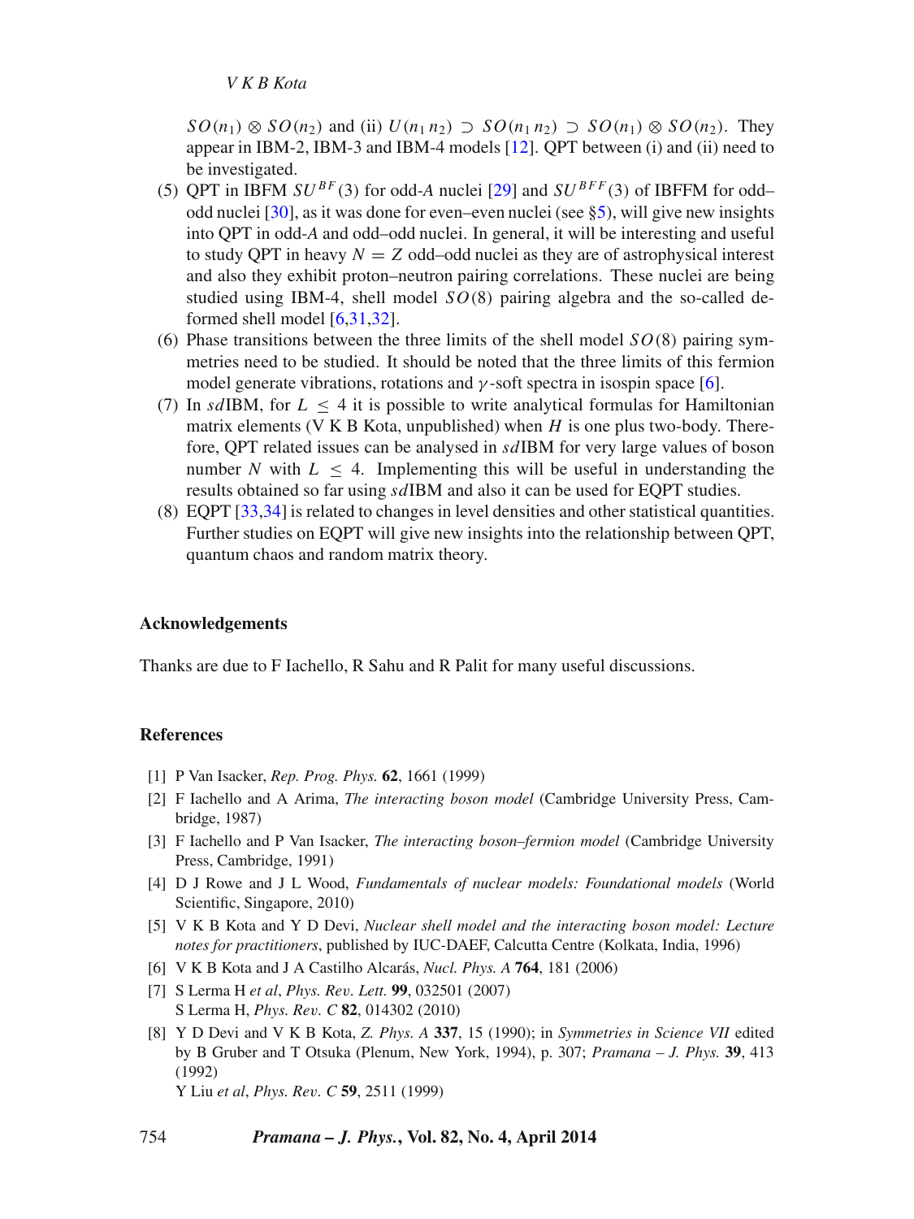$SO(n_1) \otimes SO(n_2)$ and (ii) $U(n_1 n_2) \supset SO(n_1 n_2) \supset SO(n_1) \otimes SO(n_2)$. They appear in IBM-2, IBM-3 and IBM-4 models [12]. QPT between (i) and (ii) need to be investigated.

(5) QPT in IBFM $SU^{BF}(3)$ for odd-*A* nuclei [29] and $SU^{BFF}(3)$ of IBFFM for odd–odd nuclei [30], as it was done for even–even nuclei (see §5), will give new insights into QPT in odd-*A* and odd–odd nuclei. In general, it will be interesting and useful to study QPT in heavy $N = Z$ odd–odd nuclei as they are of astrophysical interest and also they exhibit proton–neutron pairing correlations. These nuclei are being studied using IBM-4, shell model $SO(8)$ pairing algebra and the so-called deformed shell model [6,31,32].

(6) Phase transitions between the three limits of the shell model $SO(8)$ pairing symmetries need to be studied. It should be noted that the three limits of this fermion model generate vibrations, rotations and $\gamma$-soft spectra in isospin space [6].

(7) In *sd*IBM, for $L \leq 4$ it is possible to write analytical formulas for Hamiltonian matrix elements (V K B Kota, unpublished) when $H$ is one plus two-body. Therefore, QPT related issues can be analysed in *sd*IBM for very large values of boson number $N$ with $L \leq 4$. Implementing this will be useful in understanding the results obtained so far using *sd*IBM and also it can be used for EQPT studies.

(8) EQPT [33,34] is related to changes in level densities and other statistical quantities. Further studies on EQPT will give new insights into the relationship between QPT, quantum chaos and random matrix theory.

## Acknowledgements

Thanks are due to F Iachello, R Sahu and R Palit for many useful discussions.

## References

[1] P Van Isacker, *Rep. Prog. Phys.* **62**, 1661 (1999)

[2] F Iachello and A Arima, *The interacting boson model* (Cambridge University Press, Cambridge, 1987)

[3] F Iachello and P Van Isacker, *The interacting boson–fermion model* (Cambridge University Press, Cambridge, 1991)

[4] D J Rowe and J L Wood, *Fundamentals of nuclear models: Foundational models* (World Scientific, Singapore, 2010)

[5] V K B Kota and Y D Devi, *Nuclear shell model and the interacting boson model: Lecture notes for practitioners*, published by IUC-DAEF, Calcutta Centre (Kolkata, India, 1996)

[6] V K B Kota and J A Castilho Alcarás, *Nucl. Phys. A* **764**, 181 (2006)

[7] S Lerma H *et al*, *Phys. Rev. Lett.* **99**, 032501 (2007)
S Lerma H, *Phys. Rev. C* **82**, 014302 (2010)

[8] Y D Devi and V K B Kota, *Z. Phys. A* **337**, 15 (1990); in *Symmetries in Science VII* edited by B Gruber and T Otsuka (Plenum, New York, 1994), p. 307; *Pramana – J. Phys.* **39**, 413 (1992)
Y Liu *et al*, *Phys. Rev. C* **59**, 2511 (1999)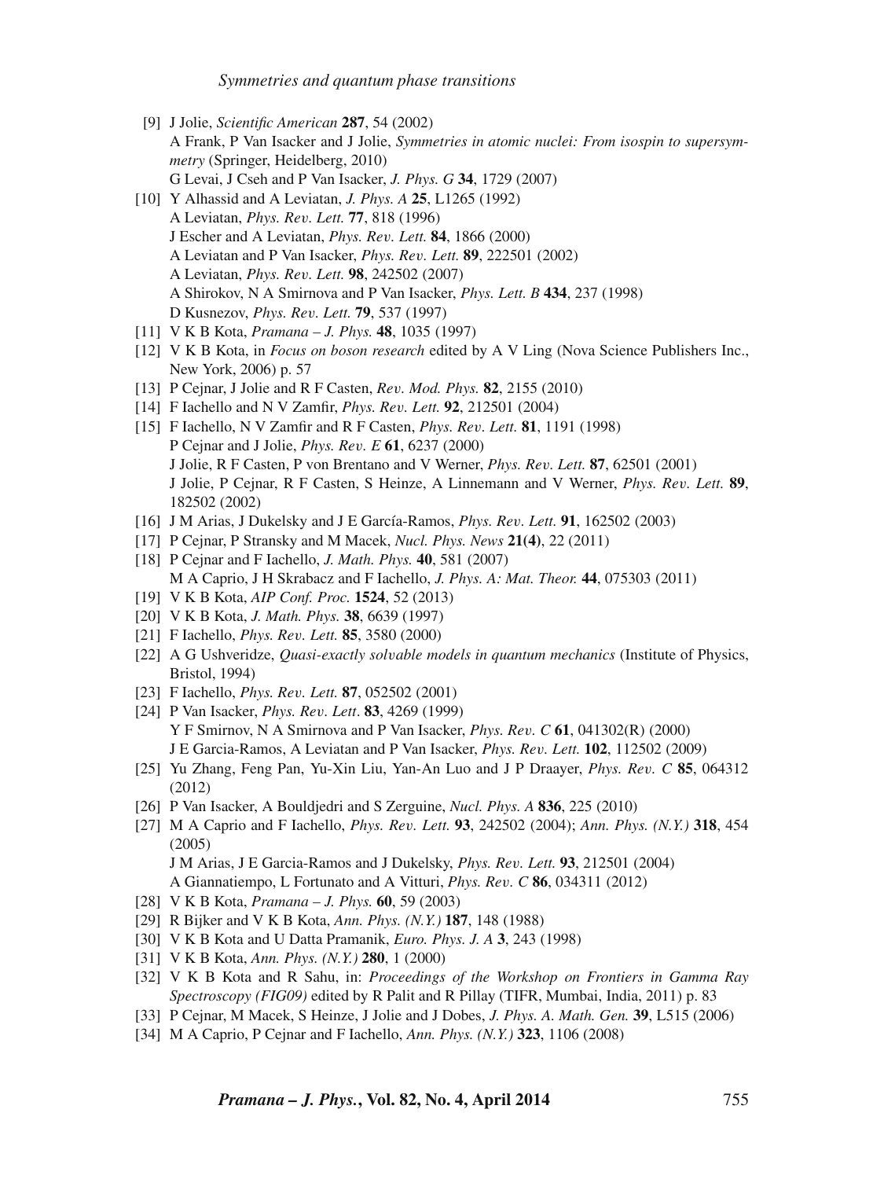[9] J Jolie, *Scientific American* **287**, 54 (2002)
A Frank, P Van Isacker and J Jolie, *Symmetries in atomic nuclei: From isospin to supersymmetry* (Springer, Heidelberg, 2010)
G Levai, J Cseh and P Van Isacker, *J. Phys. G* **34**, 1729 (2007)

[10] Y Alhassid and A Leviatan, *J. Phys. A* **25**, L1265 (1992)
A Leviatan, *Phys. Rev. Lett.* **77**, 818 (1996)
J Escher and A Leviatan, *Phys. Rev. Lett.* **84**, 1866 (2000)
A Leviatan and P Van Isacker, *Phys. Rev. Lett.* **89**, 222501 (2002)
A Leviatan, *Phys. Rev. Lett.* **98**, 242502 (2007)
A Shirokov, N A Smirnova and P Van Isacker, *Phys. Lett. B* **434**, 237 (1998)
D Kusnezov, *Phys. Rev. Lett.* **79**, 537 (1997)

[11] V K B Kota, *Pramana – J. Phys.* **48**, 1035 (1997)

[12] V K B Kota, in *Focus on boson research* edited by A V Ling (Nova Science Publishers Inc., New York, 2006) p. 57

[13] P Cejnar, J Jolie and R F Casten, *Rev. Mod. Phys.* **82**, 2155 (2010)

[14] F Iachello and N V Zamfir, *Phys. Rev. Lett.* **92**, 212501 (2004)

[15] F Iachello, N V Zamfir and R F Casten, *Phys. Rev. Lett.* **81**, 1191 (1998)
P Cejnar and J Jolie, *Phys. Rev. E* **61**, 6237 (2000)
J Jolie, R F Casten, P von Brentano and V Werner, *Phys. Rev. Lett.* **87**, 62501 (2001)
J Jolie, P Cejnar, R F Casten, S Heinze, A Linnemann and V Werner, *Phys. Rev. Lett.* **89**, 182502 (2002)

[16] J M Arias, J Dukelsky and J E García-Ramos, *Phys. Rev. Lett.* **91**, 162502 (2003)

[17] P Cejnar, P Stransky and M Macek, *Nucl. Phys. News* **21(4)**, 22 (2011)

[18] P Cejnar and F Iachello, *J. Math. Phys.* **40**, 581 (2007)
M A Caprio, J H Skrabacz and F Iachello, *J. Phys. A: Mat. Theor.* **44**, 075303 (2011)

[19] V K B Kota, *AIP Conf. Proc.* **1524**, 52 (2013)

[20] V K B Kota, *J. Math. Phys.* **38**, 6639 (1997)

[21] F Iachello, *Phys. Rev. Lett.* **85**, 3580 (2000)

[22] A G Ushveridze, *Quasi-exactly solvable models in quantum mechanics* (Institute of Physics, Bristol, 1994)

[23] F Iachello, *Phys. Rev. Lett.* **87**, 052502 (2001)

[24] P Van Isacker, *Phys. Rev. Lett*. **83**, 4269 (1999)
Y F Smirnov, N A Smirnova and P Van Isacker, *Phys. Rev. C* **61**, 041302(R) (2000)
J E Garcia-Ramos, A Leviatan and P Van Isacker, *Phys. Rev. Lett.* **102**, 112502 (2009)

[25] Yu Zhang, Feng Pan, Yu-Xin Liu, Yan-An Luo and J P Draayer, *Phys. Rev. C* **85**, 064312 (2012)

[26] P Van Isacker, A Bouldjedri and S Zerguine, *Nucl. Phys. A* **836**, 225 (2010)

[27] M A Caprio and F Iachello, *Phys. Rev. Lett.* **93**, 242502 (2004); *Ann. Phys. (N.Y.)* **318**, 454 (2005)
J M Arias, J E Garcia-Ramos and J Dukelsky, *Phys. Rev. Lett.* **93**, 212501 (2004)
A Giannatiempo, L Fortunato and A Vitturi, *Phys. Rev. C* **86**, 034311 (2012)

[28] V K B Kota, *Pramana – J. Phys.* **60**, 59 (2003)

[29] R Bijker and V K B Kota, *Ann. Phys. (N.Y.)* **187**, 148 (1988)

[30] V K B Kota and U Datta Pramanik, *Euro. Phys. J. A* **3**, 243 (1998)

[31] V K B Kota, *Ann. Phys. (N.Y.)* **280**, 1 (2000)

[32] V K B Kota and R Sahu, in: *Proceedings of the Workshop on Frontiers in Gamma Ray Spectroscopy (FIG09)* edited by R Palit and R Pillay (TIFR, Mumbai, India, 2011) p. 83

[33] P Cejnar, M Macek, S Heinze, J Jolie and J Dobes, *J. Phys. A. Math. Gen.* **39**, L515 (2006)

[34] M A Caprio, P Cejnar and F Iachello, *Ann. Phys. (N.Y.)* **323**, 1106 (2008)